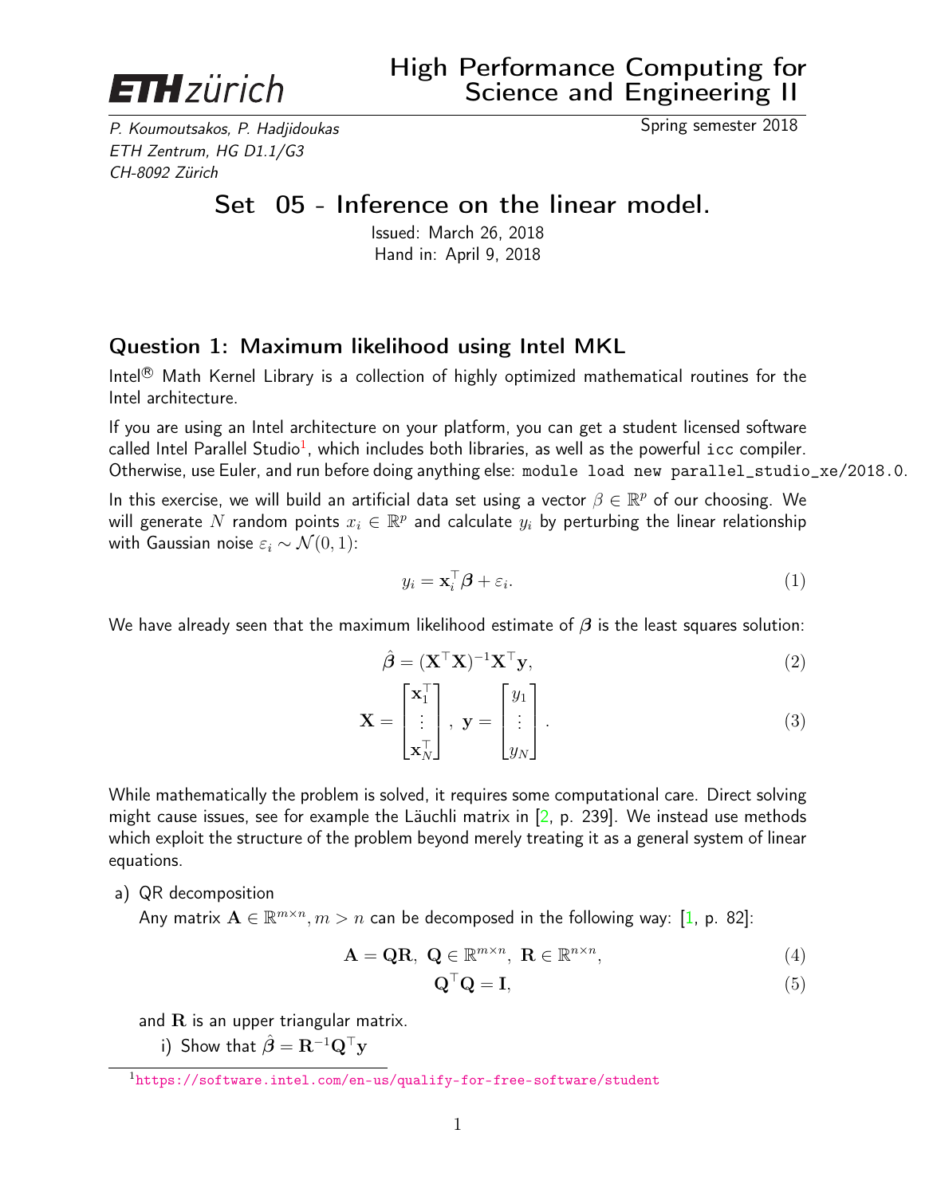**ETH zürich**

# High Performance Computing for Science and Engineering II

*P. Koumoutsakos, P. Hadjidoukas*
*ETH Zentrum, HG D1.1/G3*
*CH-8092 Zürich*

Spring semester 2018

## Set 05 - Inference on the linear model.

Issued: March 26, 2018
Hand in: April 9, 2018

### Question 1: Maximum likelihood using Intel MKL

Intel® Math Kernel Library is a collection of highly optimized mathematical routines for the Intel architecture.

If you are using an Intel architecture on your platform, you can get a student licensed software called Intel Parallel Studio[1], which includes both libraries, as well as the powerful `icc` compiler. Otherwise, use Euler, and run before doing anything else: `module load new parallel_studio_xe/2018.0`.

In this exercise, we will build an artificial data set using a vector $\beta \in \mathbb{R}^p$ of our choosing. We will generate $N$ random points $x_i \in \mathbb{R}^p$ and calculate $y_i$ by perturbing the linear relationship with Gaussian noise $\varepsilon_i \sim \mathcal{N}(0, 1)$:

$$y_i = \mathbf{x}_i^\top \boldsymbol{\beta} + \varepsilon_i. \tag{1}$$

We have already seen that the maximum likelihood estimate of $\boldsymbol{\beta}$ is the least squares solution:

$$\hat{\boldsymbol{\beta}} = (\mathbf{X}^\top \mathbf{X})^{-1} \mathbf{X}^\top \mathbf{y}, \tag{2}$$

$$\mathbf{X} = \begin{bmatrix} \mathbf{x}_1^\top \\ \vdots \\ \mathbf{x}_N^\top \end{bmatrix}, \; \mathbf{y} = \begin{bmatrix} y_1 \\ \vdots \\ y_N \end{bmatrix}. \tag{3}$$

While mathematically the problem is solved, it requires some computational care. Direct solving might cause issues, see for example the Läuchli matrix in [2, p. 239]. We instead use methods which exploit the structure of the problem beyond merely treating it as a general system of linear equations.

a) QR decomposition

Any matrix $\mathbf{A} \in \mathbb{R}^{m \times n}, m > n$ can be decomposed in the following way: [1, p. 82]:

$$\mathbf{A} = \mathbf{Q}\mathbf{R}, \; \mathbf{Q} \in \mathbb{R}^{m \times n}, \; \mathbf{R} \in \mathbb{R}^{n \times n}, \tag{4}$$

$$\mathbf{Q}^\top \mathbf{Q} = \mathbf{I}, \tag{5}$$

and $\mathbf{R}$ is an upper triangular matrix.

i) Show that $\hat{\boldsymbol{\beta}} = \mathbf{R}^{-1} \mathbf{Q}^\top \mathbf{y}$

[1] https://software.intel.com/en-us/qualify-for-free-software/student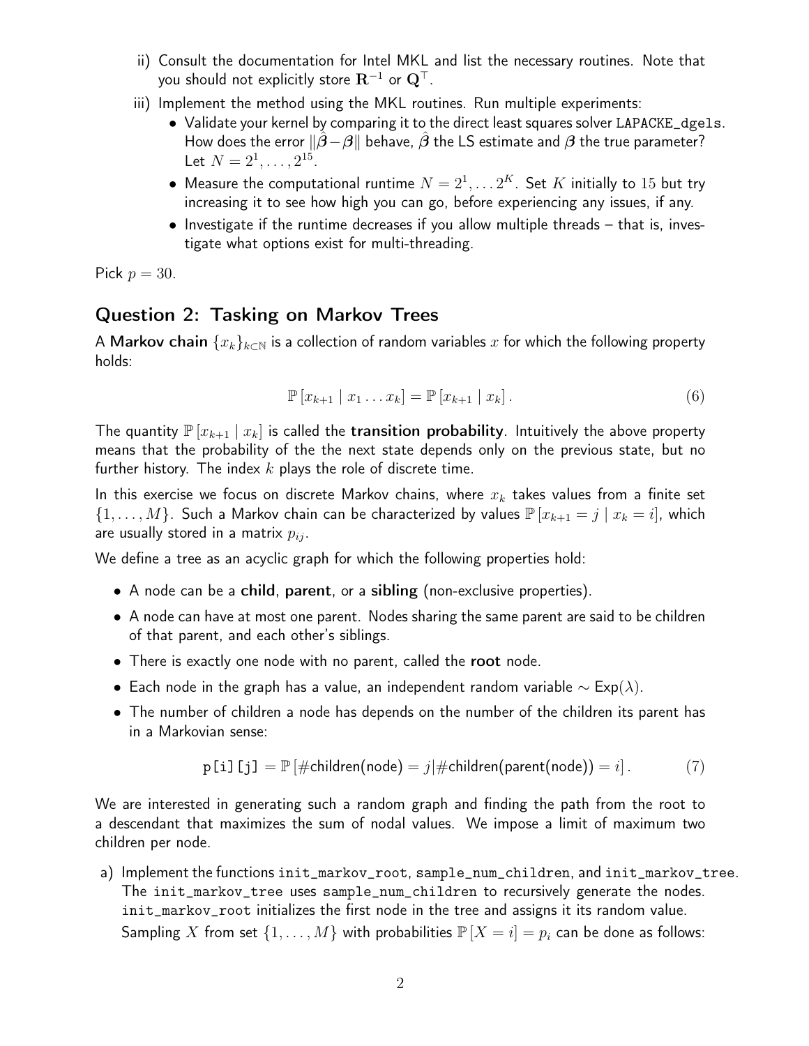ii) Consult the documentation for Intel MKL and list the necessary routines. Note that you should not explicitly store $\mathbf{R}^{-1}$ or $\mathbf{Q}^{\top}$.

iii) Implement the method using the MKL routines. Run multiple experiments:

- Validate your kernel by comparing it to the direct least squares solver `LAPACKE_dgels`. How does the error $\|\hat{\boldsymbol{\beta}} - \boldsymbol{\beta}\|$ behave, $\hat{\boldsymbol{\beta}}$ the LS estimate and $\boldsymbol{\beta}$ the true parameter? Let $N = 2^1, \dots, 2^{15}$.
- Measure the computational runtime $N = 2^1, \dots 2^K$. Set $K$ initially to 15 but try increasing it to see how high you can go, before experiencing any issues, if any.
- Investigate if the runtime decreases if you allow multiple threads – that is, investigate what options exist for multi-threading.

Pick $p = 30$.

## Question 2: Tasking on Markov Trees

A **Markov chain** $\{x_k\}_{k \subset \mathbb{N}}$ is a collection of random variables $x$ for which the following property holds:

$$\mathbb{P}\left[x_{k+1} \mid x_1 \dots x_k\right] = \mathbb{P}\left[x_{k+1} \mid x_k\right]. \tag{6}$$

The quantity $\mathbb{P}\left[x_{k+1} \mid x_k\right]$ is called the **transition probability**. Intuitively the above property means that the probability of the the next state depends only on the previous state, but no further history. The index $k$ plays the role of discrete time.

In this exercise we focus on discrete Markov chains, where $x_k$ takes values from a finite set $\{1, \dots, M\}$. Such a Markov chain can be characterized by values $\mathbb{P}\left[x_{k+1} = j \mid x_k = i\right]$, which are usually stored in a matrix $p_{ij}$.

We define a tree as an acyclic graph for which the following properties hold:

- A node can be a **child**, **parent**, or a **sibling** (non-exclusive properties).
- A node can have at most one parent. Nodes sharing the same parent are said to be children of that parent, and each other's siblings.
- There is exactly one node with no parent, called the **root** node.
- Each node in the graph has a value, an independent random variable $\sim \text{Exp}(\lambda)$.
- The number of children a node has depends on the number of the children its parent has in a Markovian sense:

$$\texttt{p[i][j]} = \mathbb{P}\left[\#\text{children(node)} = j \mid \#\text{children(parent(node))} = i\right]. \tag{7}$$

We are interested in generating such a random graph and finding the path from the root to a descendant that maximizes the sum of nodal values. We impose a limit of maximum two children per node.

a) Implement the functions `init_markov_root`, `sample_num_children`, and `init_markov_tree`. The `init_markov_tree` uses `sample_num_children` to recursively generate the nodes. `init_markov_root` initializes the first node in the tree and assigns it its random value.

Sampling $X$ from set $\{1, \dots, M\}$ with probabilities $\mathbb{P}\left[X = i\right] = p_i$ can be done as follows: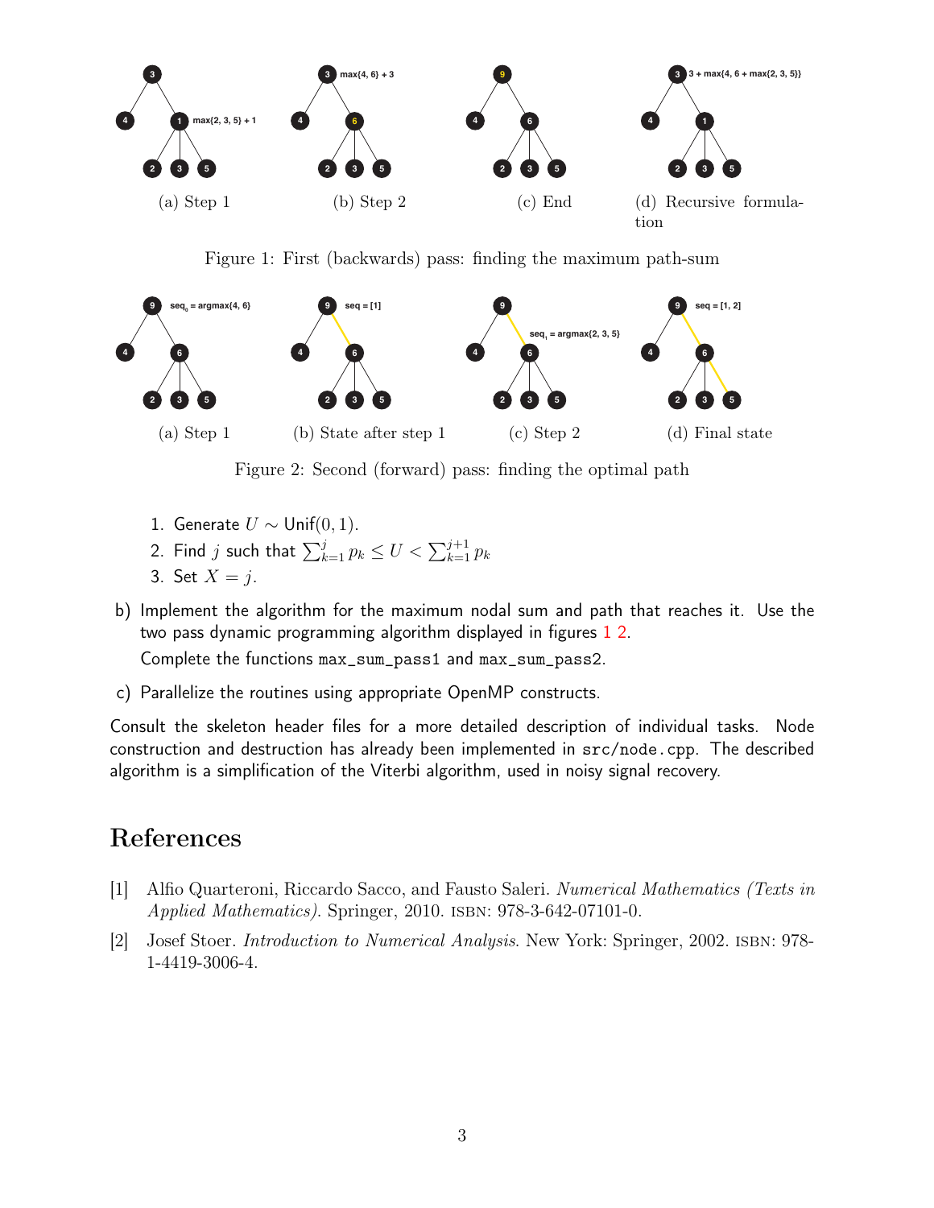3 + max{4, 6 + max{2, 3, 5}}

(a) Step 1

(b) Step 2

(c) End

(d) Recursive formulation

Figure 1: First (backwards) pass: finding the maximum path-sum

(a) Step 1

(b) State after step 1

(c) Step 2

(d) Final state

Figure 2: Second (forward) pass: finding the optimal path

1. Generate $U \sim \text{Unif}(0, 1)$.
2. Find $j$ such that $\sum_{k=1}^{j} p_k \leq U < \sum_{k=1}^{j+1} p_k$
3. Set $X = j$.

b) Implement the algorithm for the maximum nodal sum and path that reaches it. Use the two pass dynamic programming algorithm displayed in figures 1 2.

Complete the functions `max_sum_pass1` and `max_sum_pass2`.

c) Parallelize the routines using appropriate OpenMP constructs.

Consult the skeleton header files for a more detailed description of individual tasks. Node construction and destruction has already been implemented in `src/node.cpp`. The described algorithm is a simplification of the Viterbi algorithm, used in noisy signal recovery.

# References

[1] Alfio Quarteroni, Riccardo Sacco, and Fausto Saleri. *Numerical Mathematics (Texts in Applied Mathematics)*. Springer, 2010. ISBN: 978-3-642-07101-0.

[2] Josef Stoer. *Introduction to Numerical Analysis*. New York: Springer, 2002. ISBN: 978-1-4419-3006-4.